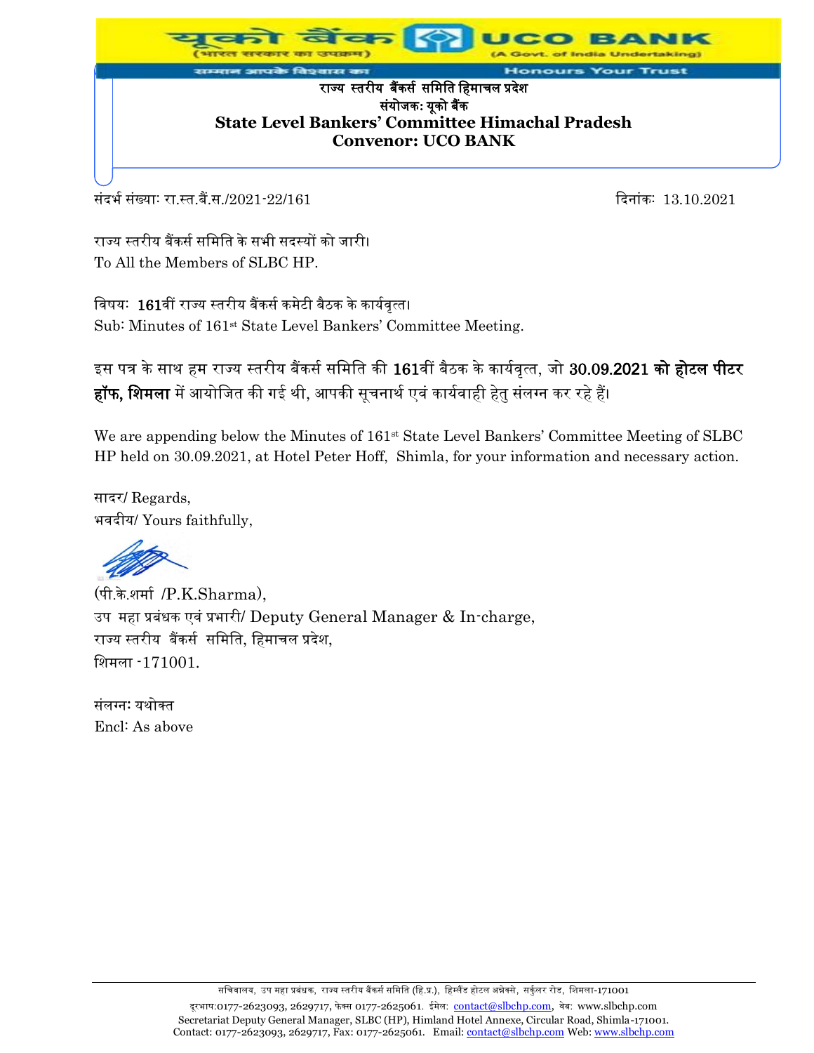यूको बैंक (भारत सरकार का उपक्रम) UCO BANK (A Govt. of India Undertaking)

सम्मान आपके विश्वास का — Honours Your Trust

**राज्य स्तरीय बैंकर्स समिति हिमाचल प्रदेश**
**संयोजक: यूको बैंक**
**State Level Bankers' Committee Himachal Pradesh**
**Convenor: UCO BANK**

संदर्भ संख्याः रा.स्त.बैं.स./2021-22/161 दिनांकः 13.10.2021

राज्य स्तरीय बैंकर्स समिति के सभी सदस्यों को जारी।
To All the Members of SLBC HP.

विषयः **161**वीं राज्य स्तरीय बैंकर्स कमेटी बैठक के कार्यवृत्त।
Sub: Minutes of 161st State Level Bankers' Committee Meeting.

इस पत्र के साथ हम राज्य स्तरीय बैंकर्स समिति की **161**वीं बैठक के कार्यवृत्त, जो **30.09.2021 को होटल पीटर हॉफ, शिमला** में आयोजित की गई थी, आपकी सूचनार्थ एवं कार्यवाही हेतु संलग्न कर रहे हैं।

We are appending below the Minutes of 161st State Level Bankers' Committee Meeting of SLBC HP held on 30.09.2021, at Hotel Peter Hoff, Shimla, for your information and necessary action.

सादर/ Regards,
भवदीय/ Yours faithfully,

(पी.के.शर्मा /P.K.Sharma),
उप महा प्रबंधक एवं प्रभारी/ Deputy General Manager & In-charge,
राज्य स्तरीय बैंकर्स समिति, हिमाचल प्रदेश,
शिमला -171001.

संलग्नः यथोक्त
Encl: As above

सचिवालय, उप महा प्रबंधक, राज्य स्तरीय बैंकर्स समिति (हि.प्र.), हिम्लैंड होटल अनैक्से, सर्कुलर रोड, शिमला-171001
दूरभाष:0177-2623093, 2629717, फेक्स 0177-2625061. ईमेल: contact@slbchp.com, वेब: www.slbchp.com
Secretariat Deputy General Manager, SLBC (HP), Himland Hotel Annexe, Circular Road, Shimla-171001.
Contact: 0177-2623093, 2629717, Fax: 0177-2625061. Email: contact@slbchp.com Web: www.slbchp.com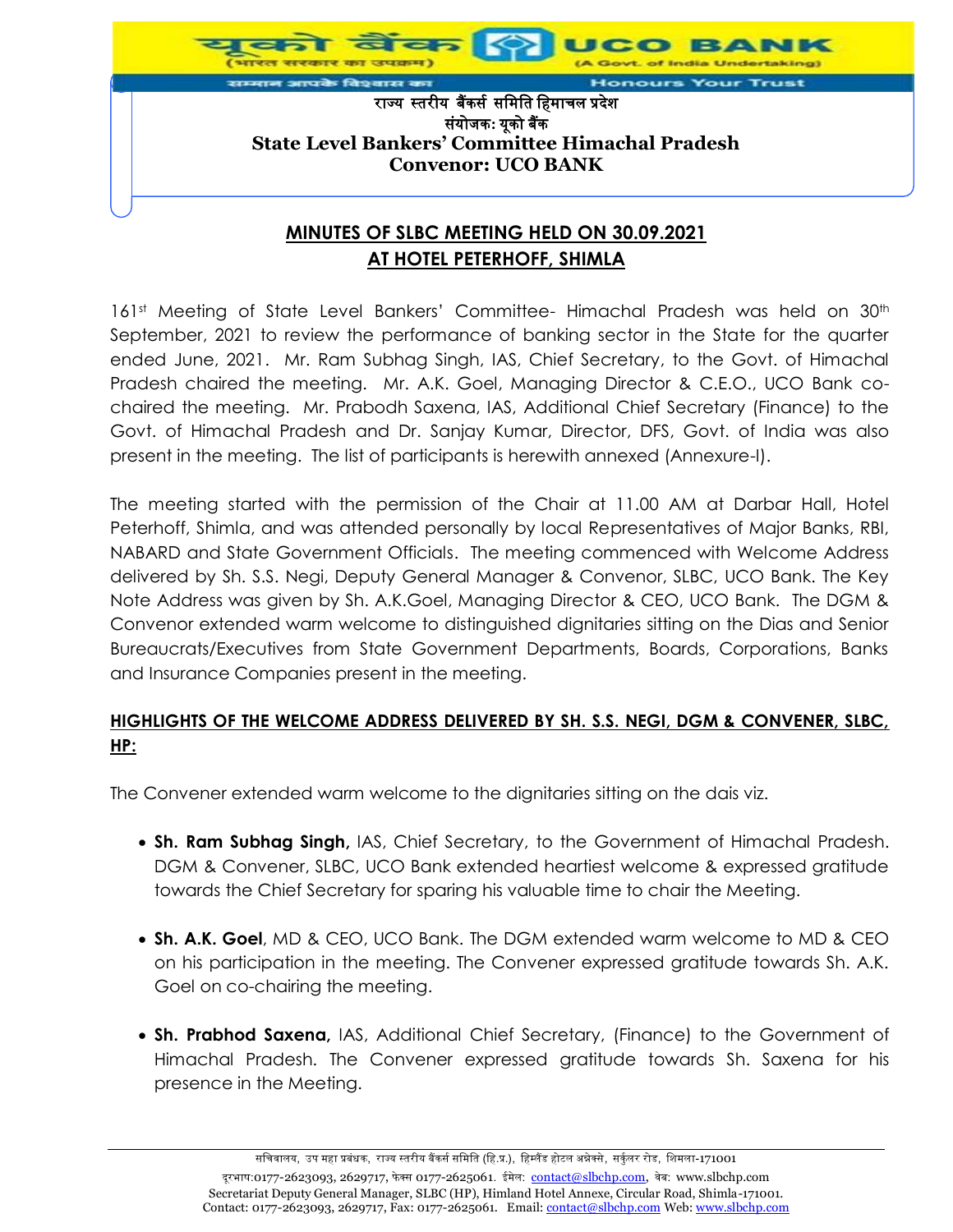राज्य स्तरीय बैंकर्स समिति हिमाचल प्रदेश
संयोजक: यूको बैंक
**State Level Bankers' Committee Himachal Pradesh**
**Convenor: UCO BANK**

## MINUTES OF SLBC MEETING HELD ON 30.09.2021 AT HOTEL PETERHOFF, SHIMLA

161st Meeting of State Level Bankers' Committee- Himachal Pradesh was held on 30th September, 2021 to review the performance of banking sector in the State for the quarter ended June, 2021. Mr. Ram Subhag Singh, IAS, Chief Secretary, to the Govt. of Himachal Pradesh chaired the meeting. Mr. A.K. Goel, Managing Director & C.E.O., UCO Bank co-chaired the meeting. Mr. Prabodh Saxena, IAS, Additional Chief Secretary (Finance) to the Govt. of Himachal Pradesh and Dr. Sanjay Kumar, Director, DFS, Govt. of India was also present in the meeting. The list of participants is herewith annexed (Annexure-I).

The meeting started with the permission of the Chair at 11.00 AM at Darbar Hall, Hotel Peterhoff, Shimla, and was attended personally by local Representatives of Major Banks, RBI, NABARD and State Government Officials. The meeting commenced with Welcome Address delivered by Sh. S.S. Negi, Deputy General Manager & Convenor, SLBC, UCO Bank. The Key Note Address was given by Sh. A.K.Goel, Managing Director & CEO, UCO Bank. The DGM & Convenor extended warm welcome to distinguished dignitaries sitting on the Dias and Senior Bureaucrats/Executives from State Government Departments, Boards, Corporations, Banks and Insurance Companies present in the meeting.

### HIGHLIGHTS OF THE WELCOME ADDRESS DELIVERED BY SH. S.S. NEGI, DGM & CONVENER, SLBC, HP:

The Convener extended warm welcome to the dignitaries sitting on the dais viz.

- **Sh. Ram Subhag Singh,** IAS, Chief Secretary, to the Government of Himachal Pradesh. DGM & Convener, SLBC, UCO Bank extended heartiest welcome & expressed gratitude towards the Chief Secretary for sparing his valuable time to chair the Meeting.

- **Sh. A.K. Goel**, MD & CEO, UCO Bank. The DGM extended warm welcome to MD & CEO on his participation in the meeting. The Convener expressed gratitude towards Sh. A.K. Goel on co-chairing the meeting.

- **Sh. Prabhod Saxena,** IAS, Additional Chief Secretary, (Finance) to the Government of Himachal Pradesh. The Convener expressed gratitude towards Sh. Saxena for his presence in the Meeting.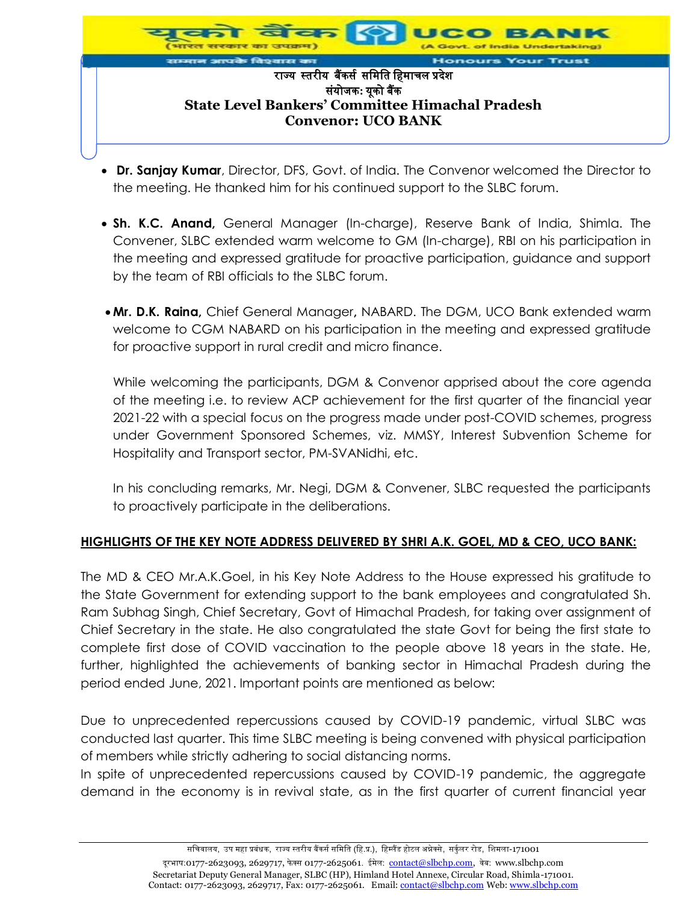- **Dr. Sanjay Kumar**, Director, DFS, Govt. of India. The Convenor welcomed the Director to the meeting. He thanked him for his continued support to the SLBC forum.

- **Sh. K.C. Anand,** General Manager (In-charge), Reserve Bank of India, Shimla. The Convener, SLBC extended warm welcome to GM (In-charge), RBI on his participation in the meeting and expressed gratitude for proactive participation, guidance and support by the team of RBI officials to the SLBC forum.

- **Mr. D.K. Raina,** Chief General Manager**,** NABARD. The DGM, UCO Bank extended warm welcome to CGM NABARD on his participation in the meeting and expressed gratitude for proactive support in rural credit and micro finance.

  While welcoming the participants, DGM & Convenor apprised about the core agenda of the meeting i.e. to review ACP achievement for the first quarter of the financial year 2021-22 with a special focus on the progress made under post-COVID schemes, progress under Government Sponsored Schemes, viz. MMSY, Interest Subvention Scheme for Hospitality and Transport sector, PM-SVANidhi, etc.

  In his concluding remarks, Mr. Negi, DGM & Convener, SLBC requested the participants to proactively participate in the deliberations.

**HIGHLIGHTS OF THE KEY NOTE ADDRESS DELIVERED BY SHRI A.K. GOEL, MD & CEO, UCO BANK:**

The MD & CEO Mr.A.K.Goel, in his Key Note Address to the House expressed his gratitude to the State Government for extending support to the bank employees and congratulated Sh. Ram Subhag Singh, Chief Secretary, Govt of Himachal Pradesh, for taking over assignment of Chief Secretary in the state. He also congratulated the state Govt for being the first state to complete first dose of COVID vaccination to the people above 18 years in the state. He, further, highlighted the achievements of banking sector in Himachal Pradesh during the period ended June, 2021. Important points are mentioned as below:

Due to unprecedented repercussions caused by COVID-19 pandemic, virtual SLBC was conducted last quarter. This time SLBC meeting is being convened with physical participation of members while strictly adhering to social distancing norms.
In spite of unprecedented repercussions caused by COVID-19 pandemic, the aggregate demand in the economy is in revival state, as in the first quarter of current financial year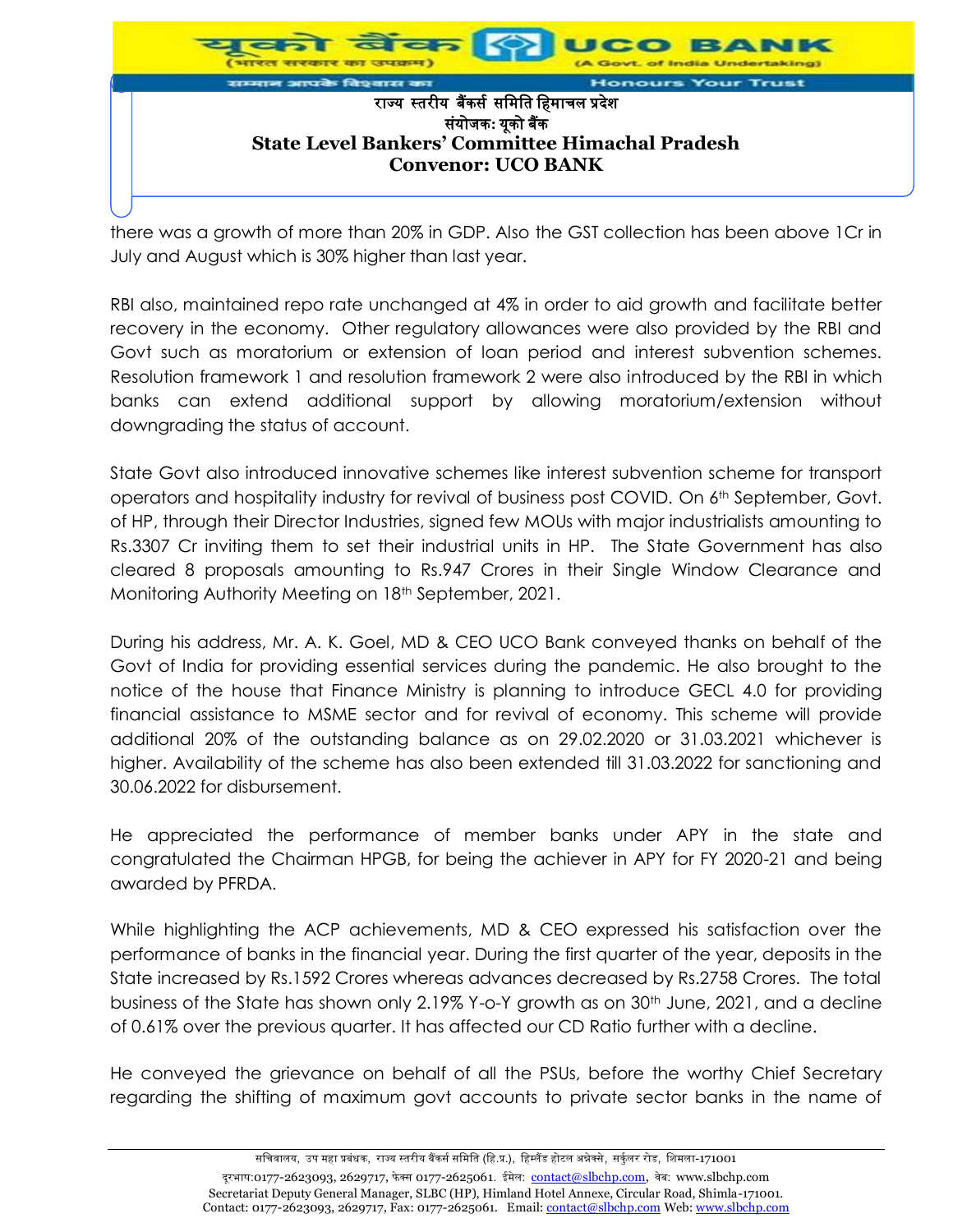there was a growth of more than 20% in GDP. Also the GST collection has been above 1Cr in July and August which is 30% higher than last year.

RBI also, maintained repo rate unchanged at 4% in order to aid growth and facilitate better recovery in the economy. Other regulatory allowances were also provided by the RBI and Govt such as moratorium or extension of loan period and interest subvention schemes. Resolution framework 1 and resolution framework 2 were also introduced by the RBI in which banks can extend additional support by allowing moratorium/extension without downgrading the status of account.

State Govt also introduced innovative schemes like interest subvention scheme for transport operators and hospitality industry for revival of business post COVID. On 6th September, Govt. of HP, through their Director Industries, signed few MOUs with major industrialists amounting to Rs.3307 Cr inviting them to set their industrial units in HP. The State Government has also cleared 8 proposals amounting to Rs.947 Crores in their Single Window Clearance and Monitoring Authority Meeting on 18th September, 2021.

During his address, Mr. A. K. Goel, MD & CEO UCO Bank conveyed thanks on behalf of the Govt of India for providing essential services during the pandemic. He also brought to the notice of the house that Finance Ministry is planning to introduce GECL 4.0 for providing financial assistance to MSME sector and for revival of economy. This scheme will provide additional 20% of the outstanding balance as on 29.02.2020 or 31.03.2021 whichever is higher. Availability of the scheme has also been extended till 31.03.2022 for sanctioning and 30.06.2022 for disbursement.

He appreciated the performance of member banks under APY in the state and congratulated the Chairman HPGB, for being the achiever in APY for FY 2020-21 and being awarded by PFRDA.

While highlighting the ACP achievements, MD & CEO expressed his satisfaction over the performance of banks in the financial year. During the first quarter of the year, deposits in the State increased by Rs.1592 Crores whereas advances decreased by Rs.2758 Crores. The total business of the State has shown only 2.19% Y-o-Y growth as on 30th June, 2021, and a decline of 0.61% over the previous quarter. It has affected our CD Ratio further with a decline.

He conveyed the grievance on behalf of all the PSUs, before the worthy Chief Secretary regarding the shifting of maximum govt accounts to private sector banks in the name of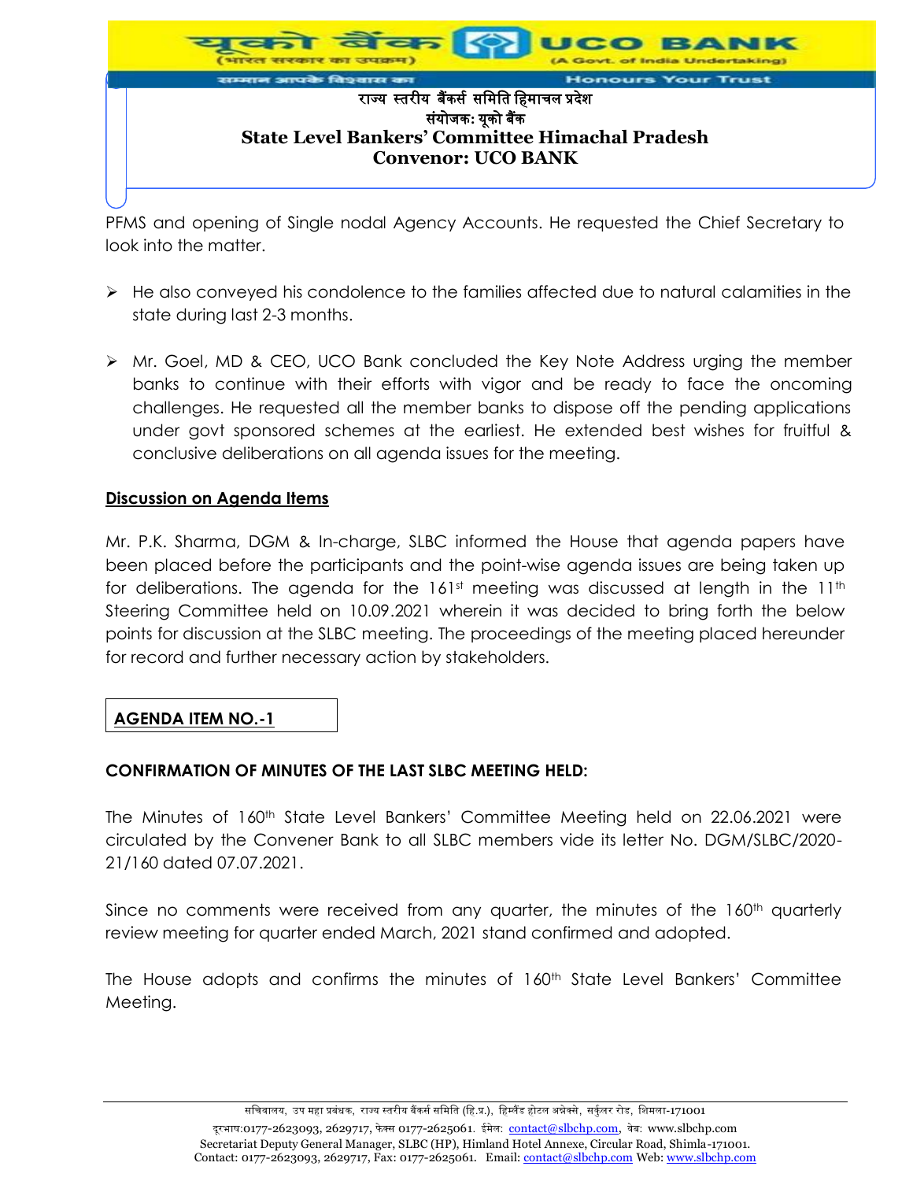PFMS and opening of Single nodal Agency Accounts. He requested the Chief Secretary to look into the matter.

- He also conveyed his condolence to the families affected due to natural calamities in the state during last 2-3 months.

- Mr. Goel, MD & CEO, UCO Bank concluded the Key Note Address urging the member banks to continue with their efforts with vigor and be ready to face the oncoming challenges. He requested all the member banks to dispose off the pending applications under govt sponsored schemes at the earliest. He extended best wishes for fruitful & conclusive deliberations on all agenda issues for the meeting.

## Discussion on Agenda Items

Mr. P.K. Sharma, DGM & In-charge, SLBC informed the House that agenda papers have been placed before the participants and the point-wise agenda issues are being taken up for deliberations. The agenda for the 161st meeting was discussed at length in the 11th Steering Committee held on 10.09.2021 wherein it was decided to bring forth the below points for discussion at the SLBC meeting. The proceedings of the meeting placed hereunder for record and further necessary action by stakeholders.

## AGENDA ITEM NO.-1

### CONFIRMATION OF MINUTES OF THE LAST SLBC MEETING HELD:

The Minutes of 160th State Level Bankers' Committee Meeting held on 22.06.2021 were circulated by the Convener Bank to all SLBC members vide its letter No. DGM/SLBC/2020-21/160 dated 07.07.2021.

Since no comments were received from any quarter, the minutes of the 160th quarterly review meeting for quarter ended March, 2021 stand confirmed and adopted.

The House adopts and confirms the minutes of 160th State Level Bankers' Committee Meeting.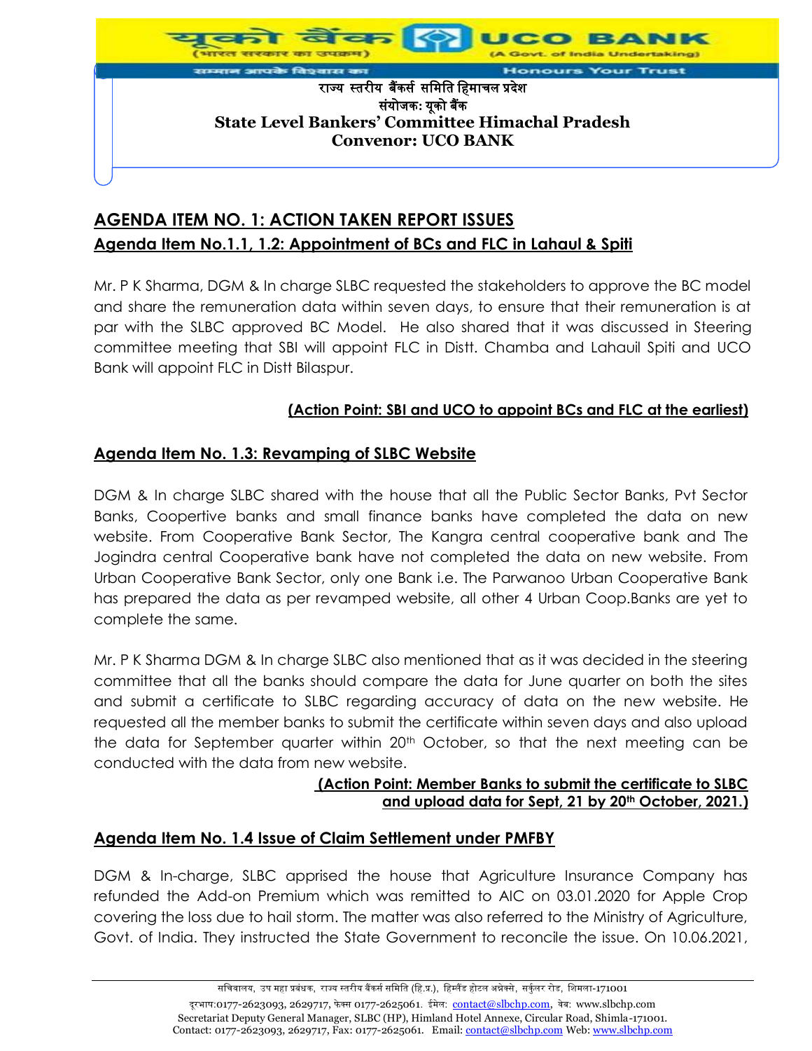## AGENDA ITEM NO. 1: ACTION TAKEN REPORT ISSUES

### Agenda Item No.1.1, 1.2: Appointment of BCs and FLC in Lahaul & Spiti

Mr. P K Sharma, DGM & In charge SLBC requested the stakeholders to approve the BC model and share the remuneration data within seven days, to ensure that their remuneration is at par with the SLBC approved BC Model. He also shared that it was discussed in Steering committee meeting that SBI will appoint FLC in Distt. Chamba and Lahauil Spiti and UCO Bank will appoint FLC in Distt Bilaspur.

**(Action Point: SBI and UCO to appoint BCs and FLC at the earliest)**

### Agenda Item No. 1.3: Revamping of SLBC Website

DGM & In charge SLBC shared with the house that all the Public Sector Banks, Pvt Sector Banks, Coopertive banks and small finance banks have completed the data on new website. From Cooperative Bank Sector, The Kangra central cooperative bank and The Jogindra central Cooperative bank have not completed the data on new website. From Urban Cooperative Bank Sector, only one Bank i.e. The Parwanoo Urban Cooperative Bank has prepared the data as per revamped website, all other 4 Urban Coop.Banks are yet to complete the same.

Mr. P K Sharma DGM & In charge SLBC also mentioned that as it was decided in the steering committee that all the banks should compare the data for June quarter on both the sites and submit a certificate to SLBC regarding accuracy of data on the new website. He requested all the member banks to submit the certificate within seven days and also upload the data for September quarter within 20th October, so that the next meeting can be conducted with the data from new website.

**(Action Point: Member Banks to submit the certificate to SLBC and upload data for Sept, 21 by 20th October, 2021.)**

### Agenda Item No. 1.4 Issue of Claim Settlement under PMFBY

DGM & In-charge, SLBC apprised the house that Agriculture Insurance Company has refunded the Add-on Premium which was remitted to AIC on 03.01.2020 for Apple Crop covering the loss due to hail storm. The matter was also referred to the Ministry of Agriculture, Govt. of India. They instructed the State Government to reconcile the issue. On 10.06.2021,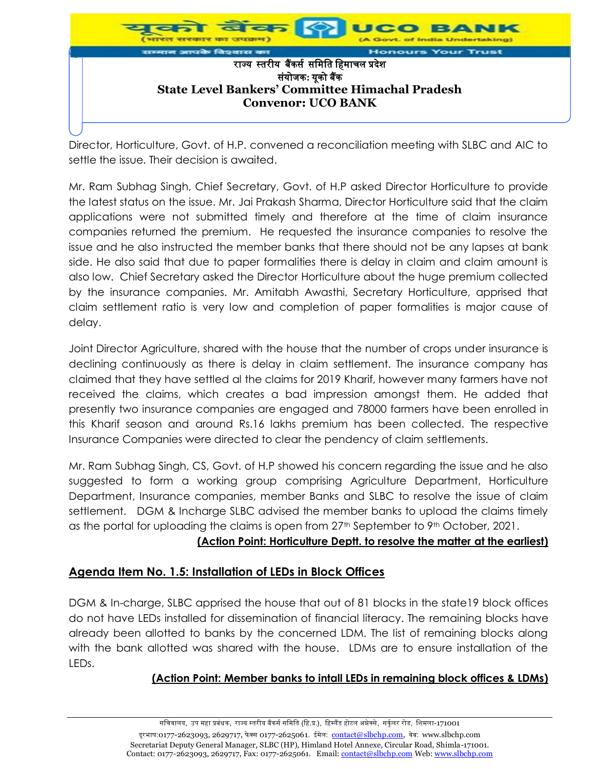Director, Horticulture, Govt. of H.P. convened a reconciliation meeting with SLBC and AIC to settle the issue. Their decision is awaited.

Mr. Ram Subhag Singh, Chief Secretary, Govt. of H.P asked Director Horticulture to provide the latest status on the issue. Mr. Jai Prakash Sharma, Director Horticulture said that the claim applications were not submitted timely and therefore at the time of claim insurance companies returned the premium. He requested the insurance companies to resolve the issue and he also instructed the member banks that there should not be any lapses at bank side. He also said that due to paper formalities there is delay in claim and claim amount is also low. Chief Secretary asked the Director Horticulture about the huge premium collected by the insurance companies. Mr. Amitabh Awasthi, Secretary Horticulture, apprised that claim settlement ratio is very low and completion of paper formalities is major cause of delay.

Joint Director Agriculture, shared with the house that the number of crops under insurance is declining continuously as there is delay in claim settlement. The insurance company has claimed that they have settled al the claims for 2019 Kharif, however many farmers have not received the claims, which creates a bad impression amongst them. He added that presently two insurance companies are engaged and 78000 farmers have been enrolled in this Kharif season and around Rs.16 lakhs premium has been collected. The respective Insurance Companies were directed to clear the pendency of claim settlements.

Mr. Ram Subhag Singh, CS, Govt. of H.P showed his concern regarding the issue and he also suggested to form a working group comprising Agriculture Department, Horticulture Department, Insurance companies, member Banks and SLBC to resolve the issue of claim settlement. DGM & Incharge SLBC advised the member banks to upload the claims timely as the portal for uploading the claims is open from 27th September to 9th October, 2021.

**(Action Point: Horticulture Deptt. to resolve the matter at the earliest)**

## Agenda Item No. 1.5: Installation of LEDs in Block Offices

DGM & In-charge, SLBC apprised the house that out of 81 blocks in the state19 block offices do not have LEDs installed for dissemination of financial literacy. The remaining blocks have already been allotted to banks by the concerned LDM. The list of remaining blocks along with the bank allotted was shared with the house. LDMs are to ensure installation of the LEDs.

**(Action Point: Member banks to intall LEDs in remaining block offices & LDMs)**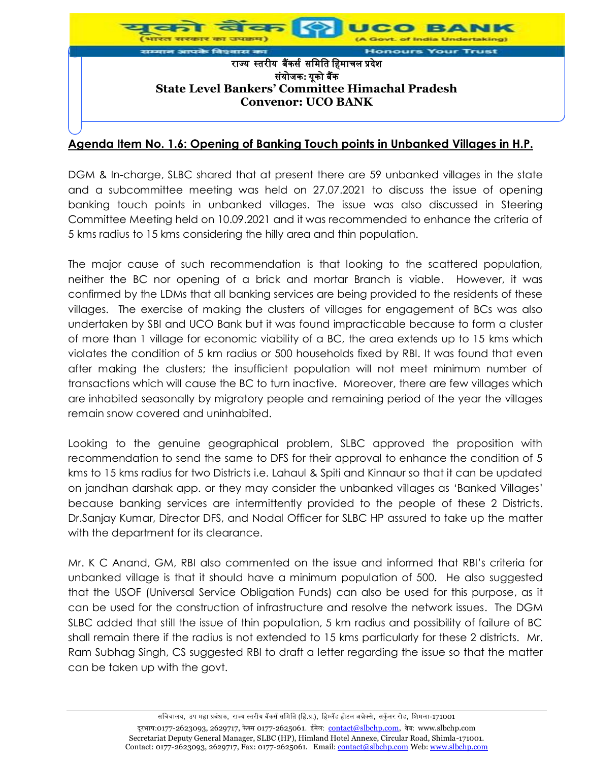## Agenda Item No. 1.6: Opening of Banking Touch points in Unbanked Villages in H.P.

DGM & In-charge, SLBC shared that at present there are 59 unbanked villages in the state and a subcommittee meeting was held on 27.07.2021 to discuss the issue of opening banking touch points in unbanked villages. The issue was also discussed in Steering Committee Meeting held on 10.09.2021 and it was recommended to enhance the criteria of 5 kms radius to 15 kms considering the hilly area and thin population.

The major cause of such recommendation is that looking to the scattered population, neither the BC nor opening of a brick and mortar Branch is viable. However, it was confirmed by the LDMs that all banking services are being provided to the residents of these villages. The exercise of making the clusters of villages for engagement of BCs was also undertaken by SBI and UCO Bank but it was found impracticable because to form a cluster of more than 1 village for economic viability of a BC, the area extends up to 15 kms which violates the condition of 5 km radius or 500 households fixed by RBI. It was found that even after making the clusters; the insufficient population will not meet minimum number of transactions which will cause the BC to turn inactive. Moreover, there are few villages which are inhabited seasonally by migratory people and remaining period of the year the villages remain snow covered and uninhabited.

Looking to the genuine geographical problem, SLBC approved the proposition with recommendation to send the same to DFS for their approval to enhance the condition of 5 kms to 15 kms radius for two Districts i.e. Lahaul & Spiti and Kinnaur so that it can be updated on jandhan darshak app. or they may consider the unbanked villages as 'Banked Villages' because banking services are intermittently provided to the people of these 2 Districts. Dr.Sanjay Kumar, Director DFS, and Nodal Officer for SLBC HP assured to take up the matter with the department for its clearance.

Mr. K C Anand, GM, RBI also commented on the issue and informed that RBI's criteria for unbanked village is that it should have a minimum population of 500. He also suggested that the USOF (Universal Service Obligation Funds) can also be used for this purpose, as it can be used for the construction of infrastructure and resolve the network issues. The DGM SLBC added that still the issue of thin population, 5 km radius and possibility of failure of BC shall remain there if the radius is not extended to 15 kms particularly for these 2 districts. Mr. Ram Subhag Singh, CS suggested RBI to draft a letter regarding the issue so that the matter can be taken up with the govt.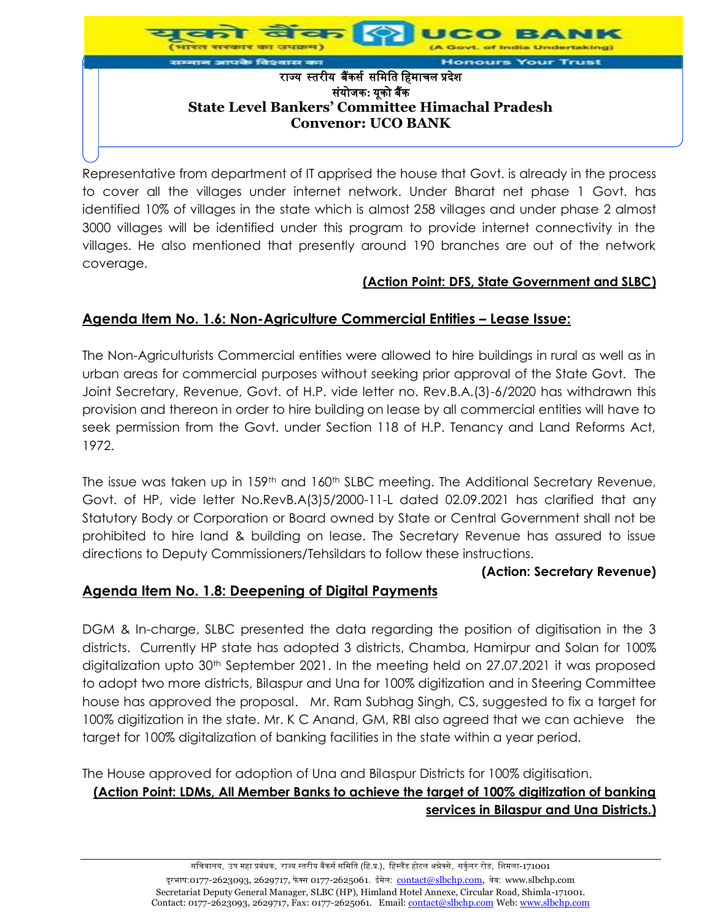Representative from department of IT apprised the house that Govt. is already in the process to cover all the villages under internet network. Under Bharat net phase 1 Govt. has identified 10% of villages in the state which is almost 258 villages and under phase 2 almost 3000 villages will be identified under this program to provide internet connectivity in the villages. He also mentioned that presently around 190 branches are out of the network coverage.

**(Action Point: DFS, State Government and SLBC)**

## Agenda Item No. 1.6: Non-Agriculture Commercial Entities – Lease Issue:

The Non-Agriculturists Commercial entities were allowed to hire buildings in rural as well as in urban areas for commercial purposes without seeking prior approval of the State Govt. The Joint Secretary, Revenue, Govt. of H.P. vide letter no. Rev.B.A.(3)-6/2020 has withdrawn this provision and thereon in order to hire building on lease by all commercial entities will have to seek permission from the Govt. under Section 118 of H.P. Tenancy and Land Reforms Act, 1972.

The issue was taken up in 159th and 160th SLBC meeting. The Additional Secretary Revenue, Govt. of HP, vide letter No.RevB.A(3)5/2000-11-L dated 02.09.2021 has clarified that any Statutory Body or Corporation or Board owned by State or Central Government shall not be prohibited to hire land & building on lease. The Secretary Revenue has assured to issue directions to Deputy Commissioners/Tehsildars to follow these instructions.

**(Action: Secretary Revenue)**

## Agenda Item No. 1.8: Deepening of Digital Payments

DGM & In-charge, SLBC presented the data regarding the position of digitisation in the 3 districts. Currently HP state has adopted 3 districts, Chamba, Hamirpur and Solan for 100% digitalization upto 30th September 2021. In the meeting held on 27.07.2021 it was proposed to adopt two more districts, Bilaspur and Una for 100% digitization and in Steering Committee house has approved the proposal. Mr. Ram Subhag Singh, CS, suggested to fix a target for 100% digitization in the state. Mr. K C Anand, GM, RBI also agreed that we can achieve the target for 100% digitalization of banking facilities in the state within a year period.

The House approved for adoption of Una and Bilaspur Districts for 100% digitisation.

**(Action Point: LDMs, All Member Banks to achieve the target of 100% digitization of banking services in Bilaspur and Una Districts.)**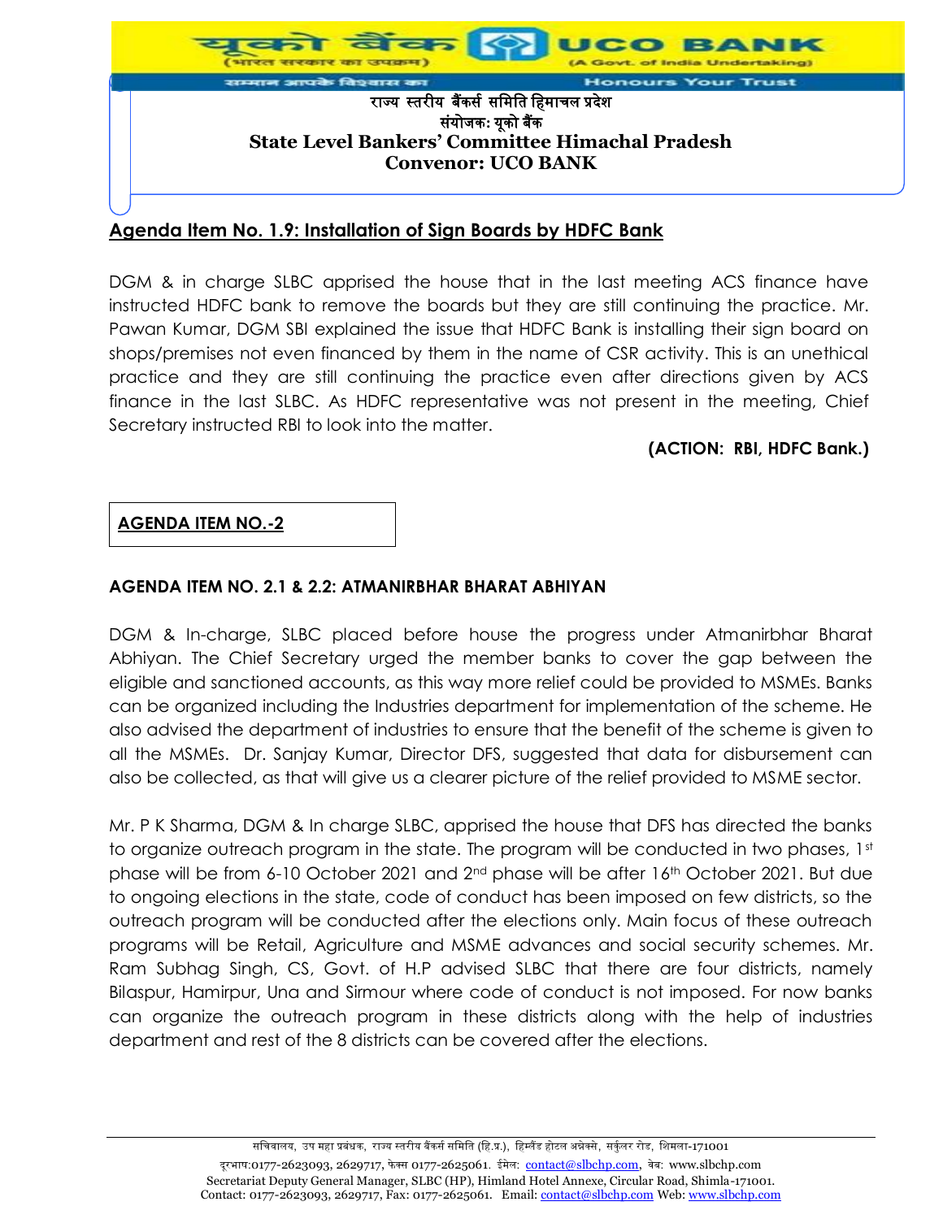## Agenda Item No. 1.9: Installation of Sign Boards by HDFC Bank

DGM & in charge SLBC apprised the house that in the last meeting ACS finance have instructed HDFC bank to remove the boards but they are still continuing the practice. Mr. Pawan Kumar, DGM SBI explained the issue that HDFC Bank is installing their sign board on shops/premises not even financed by them in the name of CSR activity. This is an unethical practice and they are still continuing the practice even after directions given by ACS finance in the last SLBC. As HDFC representative was not present in the meeting, Chief Secretary instructed RBI to look into the matter.

**(ACTION: RBI, HDFC Bank.)**

## AGENDA ITEM NO.-2

### AGENDA ITEM NO. 2.1 & 2.2: ATMANIRBHAR BHARAT ABHIYAN

DGM & In-charge, SLBC placed before house the progress under Atmanirbhar Bharat Abhiyan. The Chief Secretary urged the member banks to cover the gap between the eligible and sanctioned accounts, as this way more relief could be provided to MSMEs. Banks can be organized including the Industries department for implementation of the scheme. He also advised the department of industries to ensure that the benefit of the scheme is given to all the MSMEs. Dr. Sanjay Kumar, Director DFS, suggested that data for disbursement can also be collected, as that will give us a clearer picture of the relief provided to MSME sector.

Mr. P K Sharma, DGM & In charge SLBC, apprised the house that DFS has directed the banks to organize outreach program in the state. The program will be conducted in two phases, 1st phase will be from 6-10 October 2021 and 2nd phase will be after 16th October 2021. But due to ongoing elections in the state, code of conduct has been imposed on few districts, so the outreach program will be conducted after the elections only. Main focus of these outreach programs will be Retail, Agriculture and MSME advances and social security schemes. Mr. Ram Subhag Singh, CS, Govt. of H.P advised SLBC that there are four districts, namely Bilaspur, Hamirpur, Una and Sirmour where code of conduct is not imposed. For now banks can organize the outreach program in these districts along with the help of industries department and rest of the 8 districts can be covered after the elections.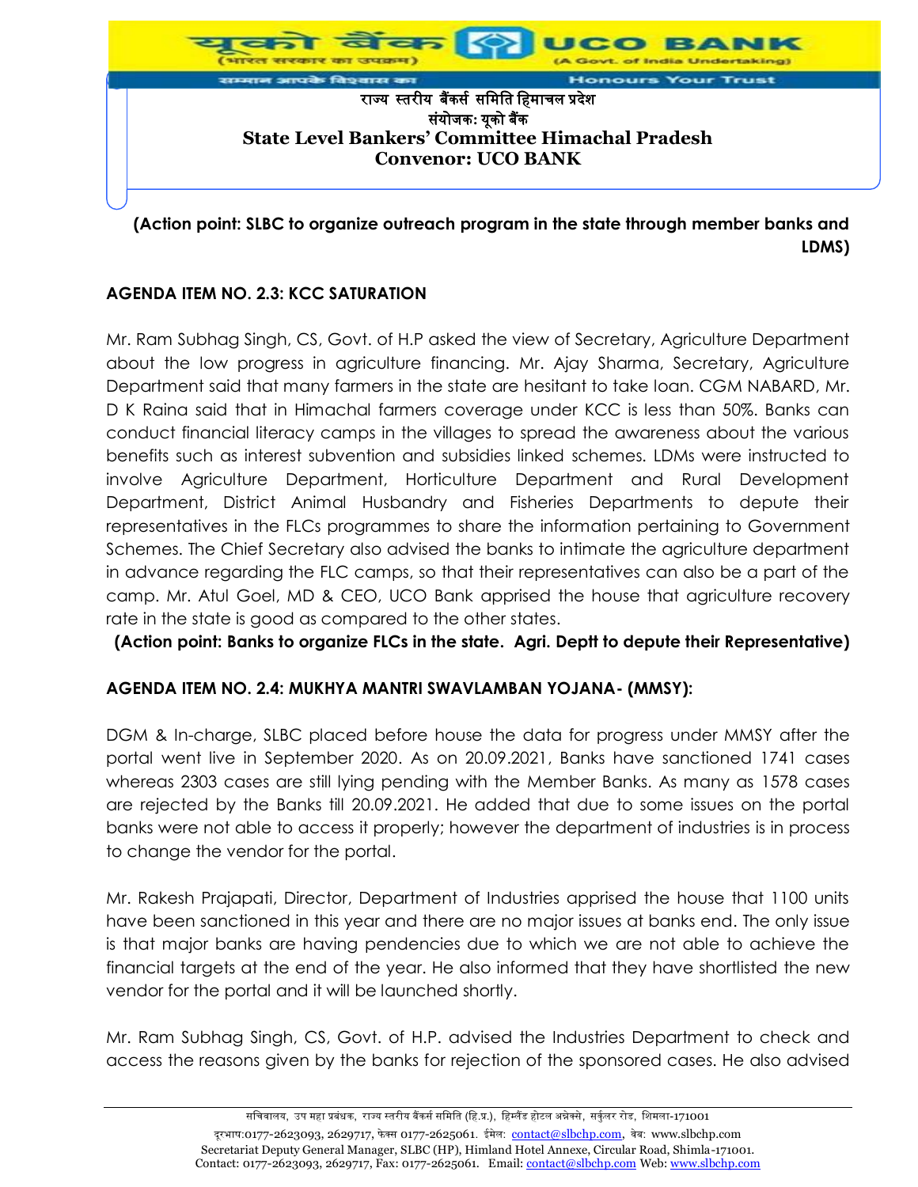**(Action point: SLBC to organize outreach program in the state through member banks and LDMS)**

**AGENDA ITEM NO. 2.3: KCC SATURATION**

Mr. Ram Subhag Singh, CS, Govt. of H.P asked the view of Secretary, Agriculture Department about the low progress in agriculture financing. Mr. Ajay Sharma, Secretary, Agriculture Department said that many farmers in the state are hesitant to take loan. CGM NABARD, Mr. D K Raina said that in Himachal farmers coverage under KCC is less than 50%. Banks can conduct financial literacy camps in the villages to spread the awareness about the various benefits such as interest subvention and subsidies linked schemes. LDMs were instructed to involve Agriculture Department, Horticulture Department and Rural Development Department, District Animal Husbandry and Fisheries Departments to depute their representatives in the FLCs programmes to share the information pertaining to Government Schemes. The Chief Secretary also advised the banks to intimate the agriculture department in advance regarding the FLC camps, so that their representatives can also be a part of the camp. Mr. Atul Goel, MD & CEO, UCO Bank apprised the house that agriculture recovery rate in the state is good as compared to the other states.

**(Action point: Banks to organize FLCs in the state. Agri. Deptt to depute their Representative)**

**AGENDA ITEM NO. 2.4: MUKHYA MANTRI SWAVLAMBAN YOJANA- (MMSY):**

DGM & In-charge, SLBC placed before house the data for progress under MMSY after the portal went live in September 2020. As on 20.09.2021, Banks have sanctioned 1741 cases whereas 2303 cases are still lying pending with the Member Banks. As many as 1578 cases are rejected by the Banks till 20.09.2021. He added that due to some issues on the portal banks were not able to access it properly; however the department of industries is in process to change the vendor for the portal.

Mr. Rakesh Prajapati, Director, Department of Industries apprised the house that 1100 units have been sanctioned in this year and there are no major issues at banks end. The only issue is that major banks are having pendencies due to which we are not able to achieve the financial targets at the end of the year. He also informed that they have shortlisted the new vendor for the portal and it will be launched shortly.

Mr. Ram Subhag Singh, CS, Govt. of H.P. advised the Industries Department to check and access the reasons given by the banks for rejection of the sponsored cases. He also advised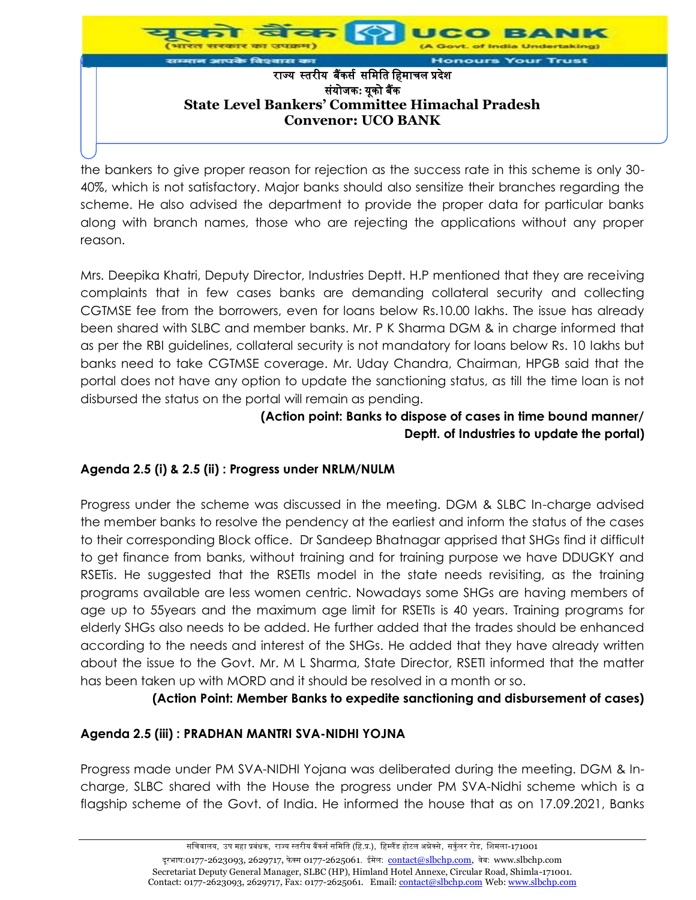the bankers to give proper reason for rejection as the success rate in this scheme is only 30-40%, which is not satisfactory. Major banks should also sensitize their branches regarding the scheme. He also advised the department to provide the proper data for particular banks along with branch names, those who are rejecting the applications without any proper reason.

Mrs. Deepika Khatri, Deputy Director, Industries Deptt. H.P mentioned that they are receiving complaints that in few cases banks are demanding collateral security and collecting CGTMSE fee from the borrowers, even for loans below Rs.10.00 lakhs. The issue has already been shared with SLBC and member banks. Mr. P K Sharma DGM & in charge informed that as per the RBI guidelines, collateral security is not mandatory for loans below Rs. 10 lakhs but banks need to take CGTMSE coverage. Mr. Uday Chandra, Chairman, HPGB said that the portal does not have any option to update the sanctioning status, as till the time loan is not disbursed the status on the portal will remain as pending.

**(Action point: Banks to dispose of cases in time bound manner/ Deptt. of Industries to update the portal)**

**Agenda 2.5 (i) & 2.5 (ii) : Progress under NRLM/NULM**

Progress under the scheme was discussed in the meeting. DGM & SLBC In-charge advised the member banks to resolve the pendency at the earliest and inform the status of the cases to their corresponding Block office. Dr Sandeep Bhatnagar apprised that SHGs find it difficult to get finance from banks, without training and for training purpose we have DDUGKY and RSETis. He suggested that the RSETIs model in the state needs revisiting, as the training programs available are less women centric. Nowadays some SHGs are having members of age up to 55years and the maximum age limit for RSETIs is 40 years. Training programs for elderly SHGs also needs to be added. He further added that the trades should be enhanced according to the needs and interest of the SHGs. He added that they have already written about the issue to the Govt. Mr. M L Sharma, State Director, RSETI informed that the matter has been taken up with MORD and it should be resolved in a month or so.

**(Action Point: Member Banks to expedite sanctioning and disbursement of cases)**

**Agenda 2.5 (iii) : PRADHAN MANTRI SVA-NIDHI YOJNA**

Progress made under PM SVA-NIDHI Yojana was deliberated during the meeting. DGM & In-charge, SLBC shared with the House the progress under PM SVA-Nidhi scheme which is a flagship scheme of the Govt. of India. He informed the house that as on 17.09.2021, Banks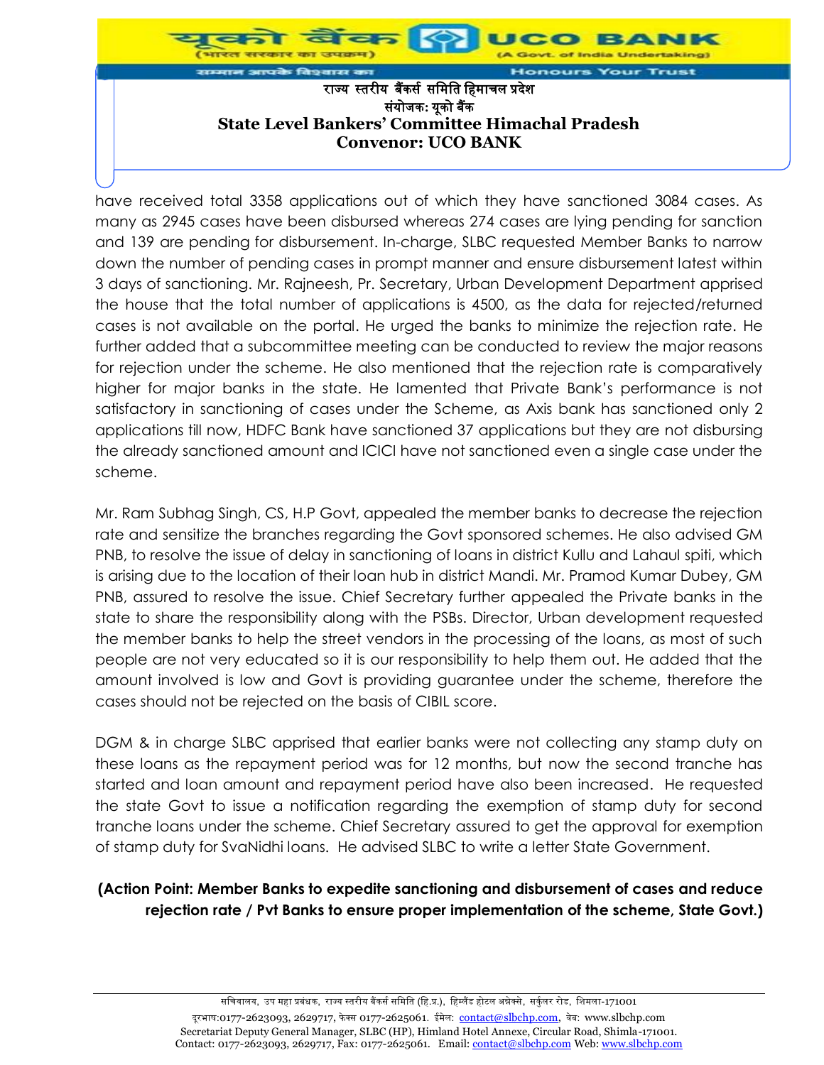have received total 3358 applications out of which they have sanctioned 3084 cases. As many as 2945 cases have been disbursed whereas 274 cases are lying pending for sanction and 139 are pending for disbursement. In-charge, SLBC requested Member Banks to narrow down the number of pending cases in prompt manner and ensure disbursement latest within 3 days of sanctioning. Mr. Rajneesh, Pr. Secretary, Urban Development Department apprised the house that the total number of applications is 4500, as the data for rejected/returned cases is not available on the portal. He urged the banks to minimize the rejection rate. He further added that a subcommittee meeting can be conducted to review the major reasons for rejection under the scheme. He also mentioned that the rejection rate is comparatively higher for major banks in the state. He lamented that Private Bank's performance is not satisfactory in sanctioning of cases under the Scheme, as Axis bank has sanctioned only 2 applications till now, HDFC Bank have sanctioned 37 applications but they are not disbursing the already sanctioned amount and ICICI have not sanctioned even a single case under the scheme.

Mr. Ram Subhag Singh, CS, H.P Govt, appealed the member banks to decrease the rejection rate and sensitize the branches regarding the Govt sponsored schemes. He also advised GM PNB, to resolve the issue of delay in sanctioning of loans in district Kullu and Lahaul spiti, which is arising due to the location of their loan hub in district Mandi. Mr. Pramod Kumar Dubey, GM PNB, assured to resolve the issue. Chief Secretary further appealed the Private banks in the state to share the responsibility along with the PSBs. Director, Urban development requested the member banks to help the street vendors in the processing of the loans, as most of such people are not very educated so it is our responsibility to help them out. He added that the amount involved is low and Govt is providing guarantee under the scheme, therefore the cases should not be rejected on the basis of CIBIL score.

DGM & in charge SLBC apprised that earlier banks were not collecting any stamp duty on these loans as the repayment period was for 12 months, but now the second tranche has started and loan amount and repayment period have also been increased. He requested the state Govt to issue a notification regarding the exemption of stamp duty for second tranche loans under the scheme. Chief Secretary assured to get the approval for exemption of stamp duty for SvaNidhi loans. He advised SLBC to write a letter State Government.

**(Action Point: Member Banks to expedite sanctioning and disbursement of cases and reduce rejection rate / Pvt Banks to ensure proper implementation of the scheme, State Govt.)**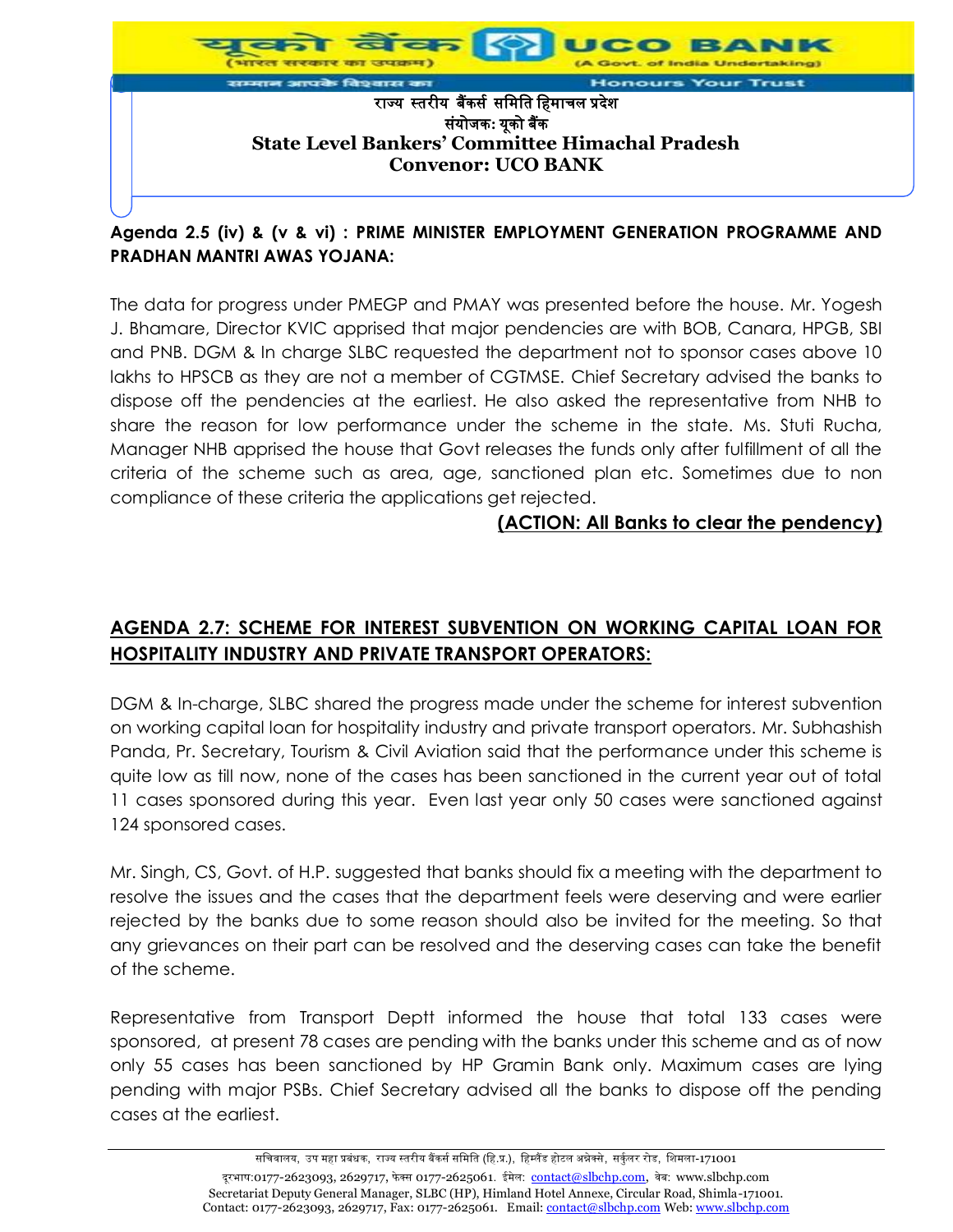**Agenda 2.5 (iv) & (v & vi) : PRIME MINISTER EMPLOYMENT GENERATION PROGRAMME AND PRADHAN MANTRI AWAS YOJANA:**

The data for progress under PMEGP and PMAY was presented before the house. Mr. Yogesh J. Bhamare, Director KVIC apprised that major pendencies are with BOB, Canara, HPGB, SBI and PNB. DGM & In charge SLBC requested the department not to sponsor cases above 10 lakhs to HPSCB as they are not a member of CGTMSE. Chief Secretary advised the banks to dispose off the pendencies at the earliest. He also asked the representative from NHB to share the reason for low performance under the scheme in the state. Ms. Stuti Rucha, Manager NHB apprised the house that Govt releases the funds only after fulfillment of all the criteria of the scheme such as area, age, sanctioned plan etc. Sometimes due to non compliance of these criteria the applications get rejected.

**(ACTION: All Banks to clear the pendency)**

## AGENDA 2.7: SCHEME FOR INTEREST SUBVENTION ON WORKING CAPITAL LOAN FOR HOSPITALITY INDUSTRY AND PRIVATE TRANSPORT OPERATORS:

DGM & In-charge, SLBC shared the progress made under the scheme for interest subvention on working capital loan for hospitality industry and private transport operators. Mr. Subhashish Panda, Pr. Secretary, Tourism & Civil Aviation said that the performance under this scheme is quite low as till now, none of the cases has been sanctioned in the current year out of total 11 cases sponsored during this year. Even last year only 50 cases were sanctioned against 124 sponsored cases.

Mr. Singh, CS, Govt. of H.P. suggested that banks should fix a meeting with the department to resolve the issues and the cases that the department feels were deserving and were earlier rejected by the banks due to some reason should also be invited for the meeting. So that any grievances on their part can be resolved and the deserving cases can take the benefit of the scheme.

Representative from Transport Deptt informed the house that total 133 cases were sponsored, at present 78 cases are pending with the banks under this scheme and as of now only 55 cases has been sanctioned by HP Gramin Bank only. Maximum cases are lying pending with major PSBs. Chief Secretary advised all the banks to dispose off the pending cases at the earliest.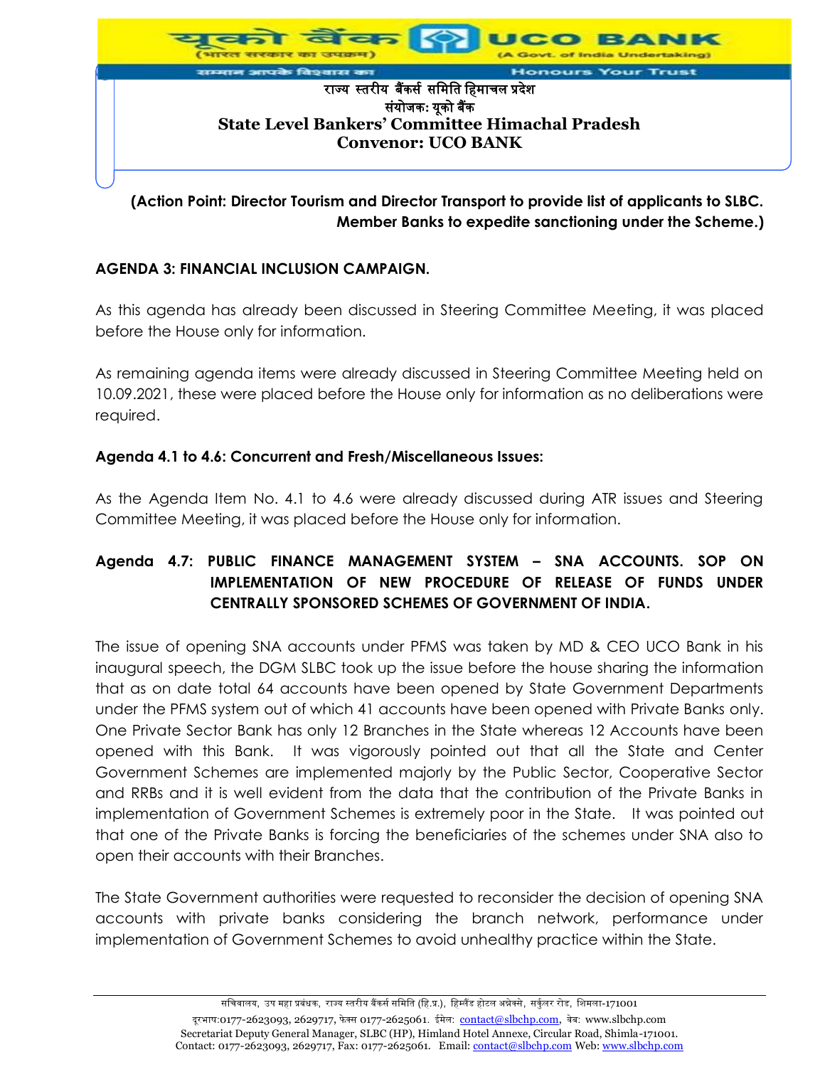**(Action Point: Director Tourism and Director Transport to provide list of applicants to SLBC. Member Banks to expedite sanctioning under the Scheme.)**

**AGENDA 3: FINANCIAL INCLUSION CAMPAIGN.**

As this agenda has already been discussed in Steering Committee Meeting, it was placed before the House only for information.

As remaining agenda items were already discussed in Steering Committee Meeting held on 10.09.2021, these were placed before the House only for information as no deliberations were required.

**Agenda 4.1 to 4.6: Concurrent and Fresh/Miscellaneous Issues:**

As the Agenda Item No. 4.1 to 4.6 were already discussed during ATR issues and Steering Committee Meeting, it was placed before the House only for information.

**Agenda 4.7: PUBLIC FINANCE MANAGEMENT SYSTEM – SNA ACCOUNTS. SOP ON IMPLEMENTATION OF NEW PROCEDURE OF RELEASE OF FUNDS UNDER CENTRALLY SPONSORED SCHEMES OF GOVERNMENT OF INDIA.**

The issue of opening SNA accounts under PFMS was taken by MD & CEO UCO Bank in his inaugural speech, the DGM SLBC took up the issue before the house sharing the information that as on date total 64 accounts have been opened by State Government Departments under the PFMS system out of which 41 accounts have been opened with Private Banks only. One Private Sector Bank has only 12 Branches in the State whereas 12 Accounts have been opened with this Bank. It was vigorously pointed out that all the State and Center Government Schemes are implemented majorly by the Public Sector, Cooperative Sector and RRBs and it is well evident from the data that the contribution of the Private Banks in implementation of Government Schemes is extremely poor in the State. It was pointed out that one of the Private Banks is forcing the beneficiaries of the schemes under SNA also to open their accounts with their Branches.

The State Government authorities were requested to reconsider the decision of opening SNA accounts with private banks considering the branch network, performance under implementation of Government Schemes to avoid unhealthy practice within the State.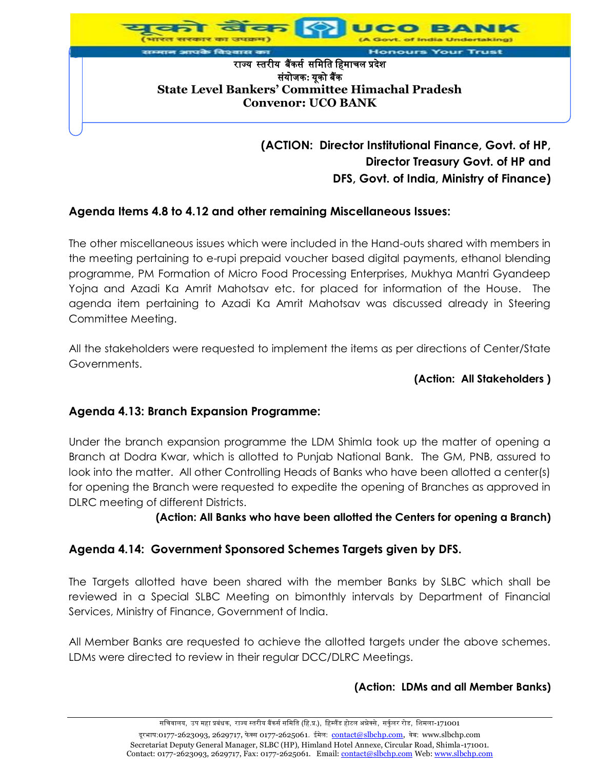**(ACTION: Director Institutional Finance, Govt. of HP, Director Treasury Govt. of HP and DFS, Govt. of India, Ministry of Finance)**

## Agenda Items 4.8 to 4.12 and other remaining Miscellaneous Issues:

The other miscellaneous issues which were included in the Hand-outs shared with members in the meeting pertaining to e-rupi prepaid voucher based digital payments, ethanol blending programme, PM Formation of Micro Food Processing Enterprises, Mukhya Mantri Gyandeep Yojna and Azadi Ka Amrit Mahotsav etc. for placed for information of the House. The agenda item pertaining to Azadi Ka Amrit Mahotsav was discussed already in Steering Committee Meeting.

All the stakeholders were requested to implement the items as per directions of Center/State Governments.

**(Action: All Stakeholders )**

## Agenda 4.13: Branch Expansion Programme:

Under the branch expansion programme the LDM Shimla took up the matter of opening a Branch at Dodra Kwar, which is allotted to Punjab National Bank. The GM, PNB, assured to look into the matter. All other Controlling Heads of Banks who have been allotted a center(s) for opening the Branch were requested to expedite the opening of Branches as approved in DLRC meeting of different Districts.

**(Action: All Banks who have been allotted the Centers for opening a Branch)**

## Agenda 4.14: Government Sponsored Schemes Targets given by DFS.

The Targets allotted have been shared with the member Banks by SLBC which shall be reviewed in a Special SLBC Meeting on bimonthly intervals by Department of Financial Services, Ministry of Finance, Government of India.

All Member Banks are requested to achieve the allotted targets under the above schemes. LDMs were directed to review in their regular DCC/DLRC Meetings.

**(Action: LDMs and all Member Banks)**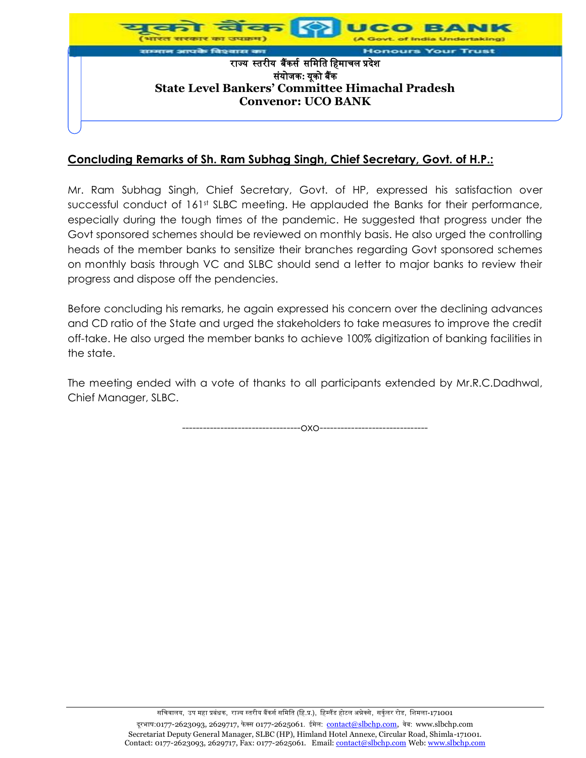## Concluding Remarks of Sh. Ram Subhag Singh, Chief Secretary, Govt. of H.P.:

Mr. Ram Subhag Singh, Chief Secretary, Govt. of HP, expressed his satisfaction over successful conduct of 161st SLBC meeting. He applauded the Banks for their performance, especially during the tough times of the pandemic. He suggested that progress under the Govt sponsored schemes should be reviewed on monthly basis. He also urged the controlling heads of the member banks to sensitize their branches regarding Govt sponsored schemes on monthly basis through VC and SLBC should send a letter to major banks to review their progress and dispose off the pendencies.

Before concluding his remarks, he again expressed his concern over the declining advances and CD ratio of the State and urged the stakeholders to take measures to improve the credit off-take. He also urged the member banks to achieve 100% digitization of banking facilities in the state.

The meeting ended with a vote of thanks to all participants extended by Mr.R.C.Dadhwal, Chief Manager, SLBC.

---------------------------------oxo-------------------------------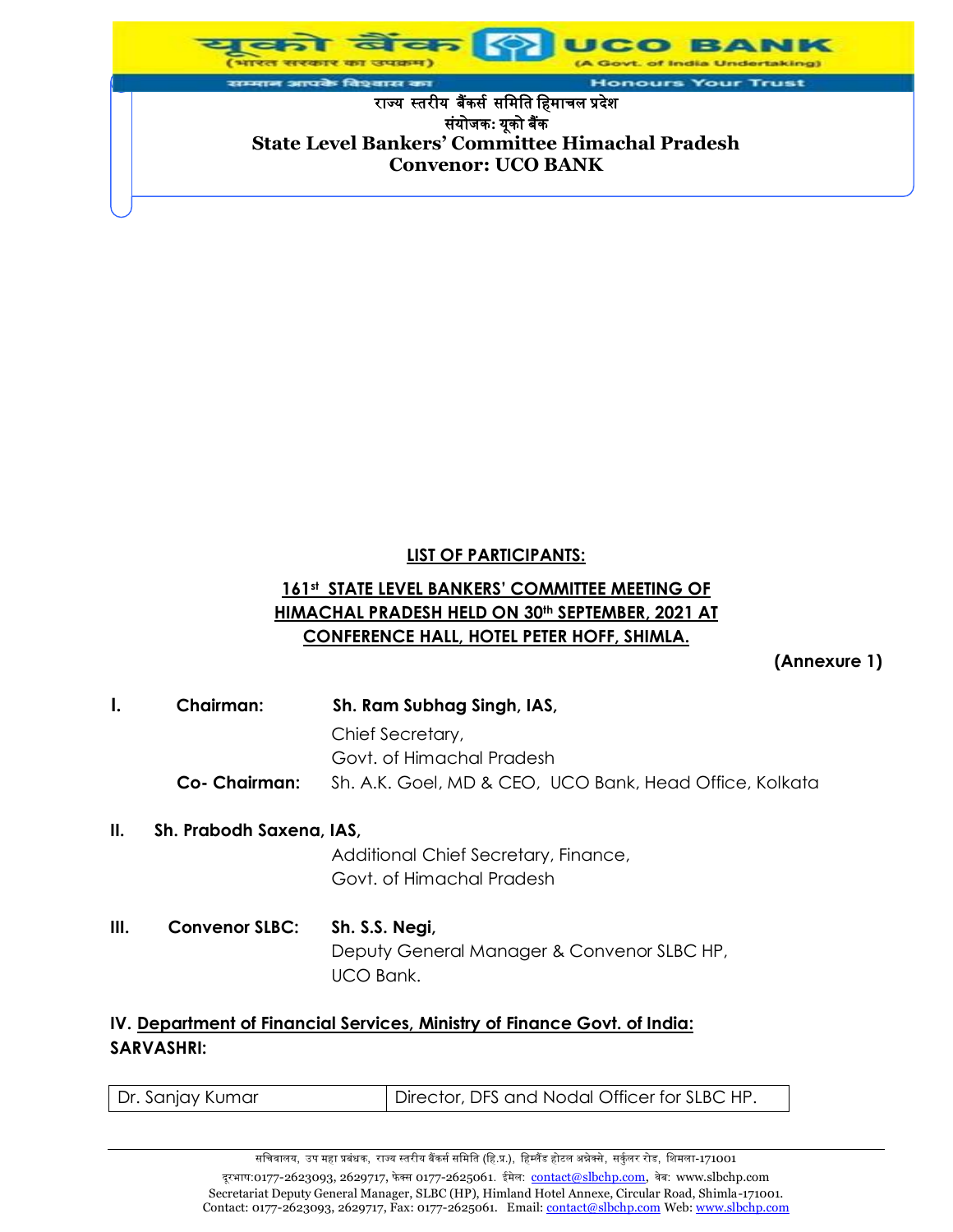यूको बैंक (भारत सरकार का उपक्रम) UCO BANK (A Govt. of India Undertaking)

सम्मान आपके विश्वास का — Honours Your Trust

राज्य स्तरीय बैंकर्स समिति हिमाचल प्रदेश
संयोजक: यूको बैंक
**State Level Bankers' Committee Himachal Pradesh**
**Convenor: UCO BANK**

## LIST OF PARTICIPANTS:

## 161st STATE LEVEL BANKERS' COMMITTEE MEETING OF HIMACHAL PRADESH HELD ON 30th SEPTEMBER, 2021 AT CONFERENCE HALL, HOTEL PETER HOFF, SHIMLA.

**(Annexure 1)**

**I. Chairman:** **Sh. Ram Subhag Singh, IAS,**
Chief Secretary,
Govt. of Himachal Pradesh

**Co- Chairman:** Sh. A.K. Goel, MD & CEO, UCO Bank, Head Office, Kolkata

**II. Sh. Prabodh Saxena, IAS,**
Additional Chief Secretary, Finance,
Govt. of Himachal Pradesh

**III. Convenor SLBC:** **Sh. S.S. Negi,**
Deputy General Manager & Convenor SLBC HP,
UCO Bank.

**IV. Department of Financial Services, Ministry of Finance Govt. of India:**
**SARVASHRI:**

| | |
|---|---|
| Dr. Sanjay Kumar | Director, DFS and Nodal Officer for SLBC HP. |

सचिवालय, उप महा प्रबंधक, राज्य स्तरीय बैंकर्स समिति (हि.प्र.), हिम्लैंड होटल अनेक्से, सर्कुलर रोड, शिमला-171001
दूरभाष:0177-2623093, 2629717, फेक्स 0177-2625061. ईमेल: contact@slbchp.com, वेब: www.slbchp.com
Secretariat Deputy General Manager, SLBC (HP), Himland Hotel Annexe, Circular Road, Shimla-171001.
Contact: 0177-2623093, 2629717, Fax: 0177-2625061. Email: contact@slbchp.com Web: www.slbchp.com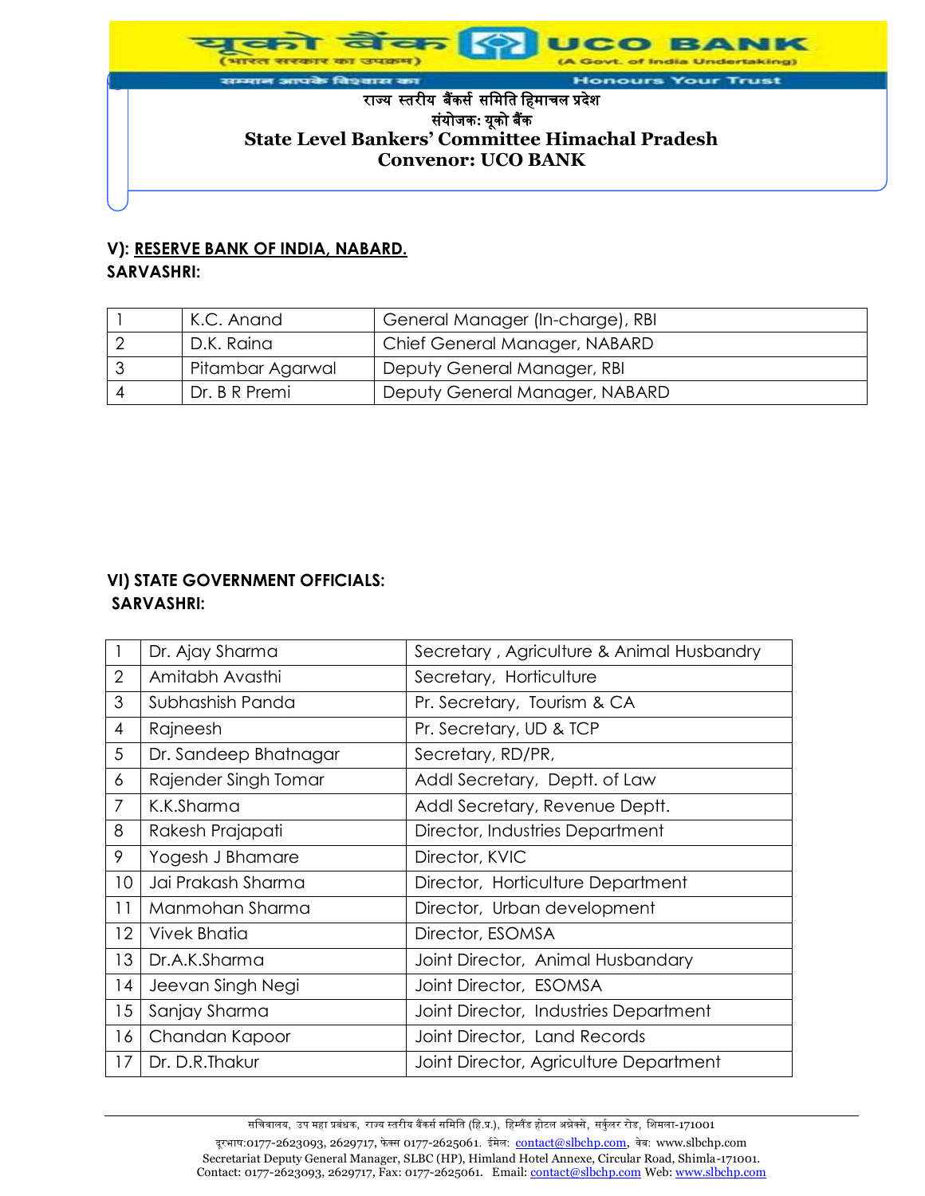राज्य स्तरीय बैंकर्स समिति हिमाचल प्रदेश
संयोजक: यूको बैंक
**State Level Bankers' Committee Himachal Pradesh**
**Convenor: UCO BANK**

**V): <u>RESERVE BANK OF INDIA, NABARD.</u>**
**SARVASHRI:**

| | | |
|---|---|---|
| 1 | K.C. Anand | General Manager (In-charge), RBI |
| 2 | D.K. Raina | Chief General Manager, NABARD |
| 3 | Pitambar Agarwal | Deputy General Manager, RBI |
| 4 | Dr. B R Premi | Deputy General Manager, NABARD |

**VI) STATE GOVERNMENT OFFICIALS:**
**SARVASHRI:**

| | | |
|---|---|---|
| 1 | Dr. Ajay Sharma | Secretary , Agriculture & Animal Husbandry |
| 2 | Amitabh Avasthi | Secretary, Horticulture |
| 3 | Subhashish Panda | Pr. Secretary, Tourism & CA |
| 4 | Rajneesh | Pr. Secretary, UD & TCP |
| 5 | Dr. Sandeep Bhatnagar | Secretary, RD/PR, |
| 6 | Rajender Singh Tomar | Addl Secretary, Deptt. of Law |
| 7 | K.K.Sharma | Addl Secretary, Revenue Deptt. |
| 8 | Rakesh Prajapati | Director, Industries Department |
| 9 | Yogesh J Bhamare | Director, KVIC |
| 10 | Jai Prakash Sharma | Director, Horticulture Department |
| 11 | Manmohan Sharma | Director, Urban development |
| 12 | Vivek Bhatia | Director, ESOMSA |
| 13 | Dr.A.K.Sharma | Joint Director, Animal Husbandary |
| 14 | Jeevan Singh Negi | Joint Director, ESOMSA |
| 15 | Sanjay Sharma | Joint Director, Industries Department |
| 16 | Chandan Kapoor | Joint Director, Land Records |
| 17 | Dr. D.R.Thakur | Joint Director, Agriculture Department |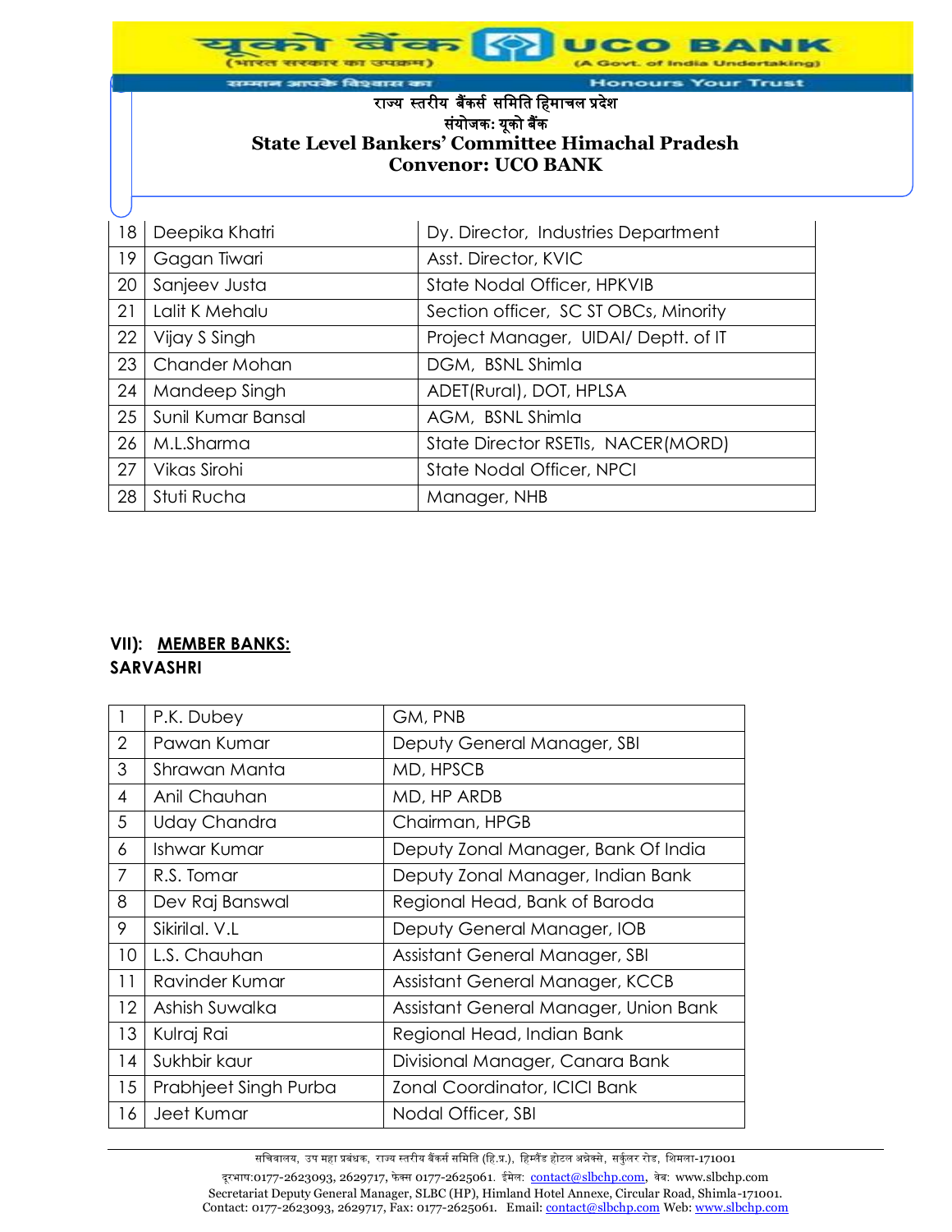| 18 | Deepika Khatri | Dy. Director, Industries Department |
|---|---|---|
| 19 | Gagan Tiwari | Asst. Director, KVIC |
| 20 | Sanjeev Justa | State Nodal Officer, HPKVIB |
| 21 | Lalit K Mehalu | Section officer, SC ST OBCs, Minority |
| 22 | Vijay S Singh | Project Manager, UIDAI/ Deptt. of IT |
| 23 | Chander Mohan | DGM, BSNL Shimla |
| 24 | Mandeep Singh | ADET(Rural), DOT, HPLSA |
| 25 | Sunil Kumar Bansal | AGM, BSNL Shimla |
| 26 | M.L.Sharma | State Director RSETIs, NACER(MORD) |
| 27 | Vikas Sirohi | State Nodal Officer, NPCI |
| 28 | Stuti Rucha | Manager, NHB |

**VII): MEMBER BANKS:**
**SARVASHRI**

| 1 | P.K. Dubey | GM, PNB |
|---|---|---|
| 2 | Pawan Kumar | Deputy General Manager, SBI |
| 3 | Shrawan Manta | MD, HPSCB |
| 4 | Anil Chauhan | MD, HP ARDB |
| 5 | Uday Chandra | Chairman, HPGB |
| 6 | Ishwar Kumar | Deputy Zonal Manager, Bank Of India |
| 7 | R.S. Tomar | Deputy Zonal Manager, Indian Bank |
| 8 | Dev Raj Banswal | Regional Head, Bank of Baroda |
| 9 | Sikirilal. V.L | Deputy General Manager, IOB |
| 10 | L.S. Chauhan | Assistant General Manager, SBI |
| 11 | Ravinder Kumar | Assistant General Manager, KCCB |
| 12 | Ashish Suwalka | Assistant General Manager, Union Bank |
| 13 | Kulraj Rai | Regional Head, Indian Bank |
| 14 | Sukhbir kaur | Divisional Manager, Canara Bank |
| 15 | Prabhjeet Singh Purba | Zonal Coordinator, ICICI Bank |
| 16 | Jeet Kumar | Nodal Officer, SBI |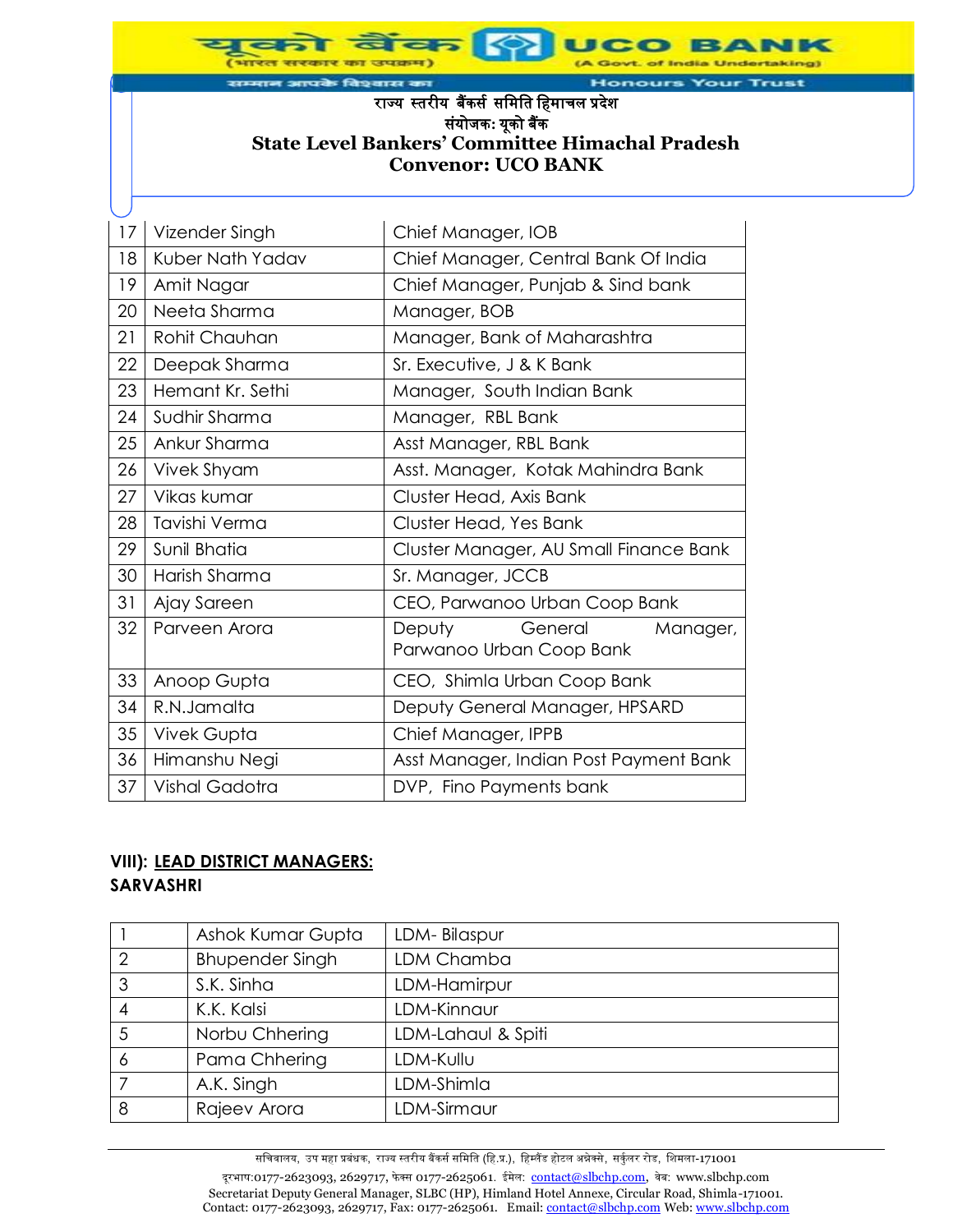| 17 | Vizender Singh | Chief Manager, IOB |
|---|---|---|
| 18 | Kuber Nath Yadav | Chief Manager, Central Bank Of India |
| 19 | Amit Nagar | Chief Manager, Punjab & Sind bank |
| 20 | Neeta Sharma | Manager, BOB |
| 21 | Rohit Chauhan | Manager, Bank of Maharashtra |
| 22 | Deepak Sharma | Sr. Executive, J & K Bank |
| 23 | Hemant Kr. Sethi | Manager, South Indian Bank |
| 24 | Sudhir Sharma | Manager, RBL Bank |
| 25 | Ankur Sharma | Asst Manager, RBL Bank |
| 26 | Vivek Shyam | Asst. Manager, Kotak Mahindra Bank |
| 27 | Vikas kumar | Cluster Head, Axis Bank |
| 28 | Tavishi Verma | Cluster Head, Yes Bank |
| 29 | Sunil Bhatia | Cluster Manager, AU Small Finance Bank |
| 30 | Harish Sharma | Sr. Manager, JCCB |
| 31 | Ajay Sareen | CEO, Parwanoo Urban Coop Bank |
| 32 | Parveen Arora | Deputy General Manager, Parwanoo Urban Coop Bank |
| 33 | Anoop Gupta | CEO, Shimla Urban Coop Bank |
| 34 | R.N.Jamalta | Deputy General Manager, HPSARD |
| 35 | Vivek Gupta | Chief Manager, IPPB |
| 36 | Himanshu Negi | Asst Manager, Indian Post Payment Bank |
| 37 | Vishal Gadotra | DVP, Fino Payments bank |

**VIII): LEAD DISTRICT MANAGERS:**
**SARVASHRI**

| 1 | Ashok Kumar Gupta | LDM- Bilaspur |
|---|---|---|
| 2 | Bhupender Singh | LDM Chamba |
| 3 | S.K. Sinha | LDM-Hamirpur |
| 4 | K.K. Kalsi | LDM-Kinnaur |
| 5 | Norbu Chhering | LDM-Lahaul & Spiti |
| 6 | Pama Chhering | LDM-Kullu |
| 7 | A.K. Singh | LDM-Shimla |
| 8 | Rajeev Arora | LDM-Sirmaur |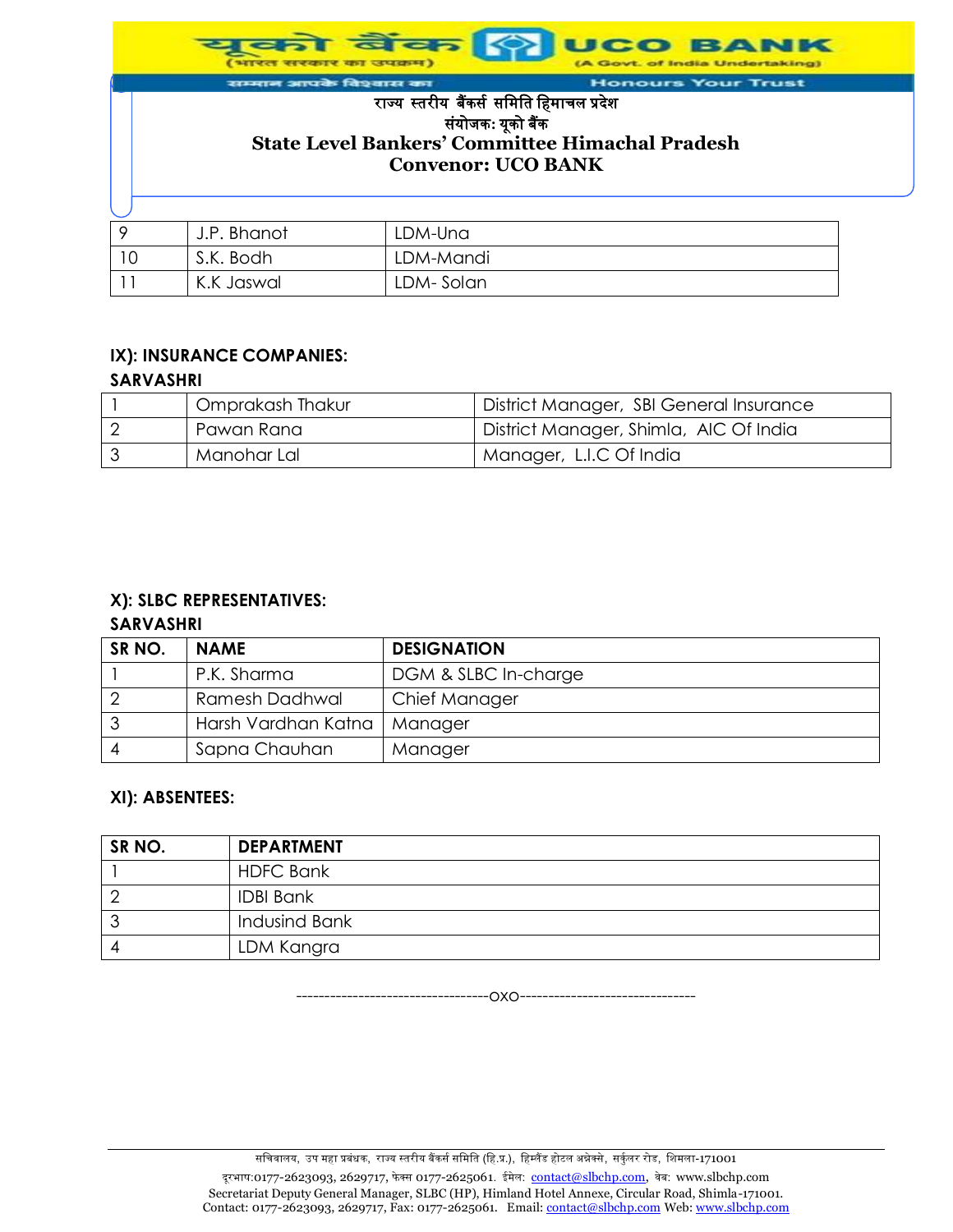| | | |
|---|---|---|
| 9 | J.P. Bhanot | LDM-Una |
| 10 | S.K. Bodh | LDM-Mandi |
| 11 | K.K Jaswal | LDM- Solan |

**IX): INSURANCE COMPANIES:**

**SARVASHRI**

| | | |
|---|---|---|
| 1 | Omprakash Thakur | District Manager, SBI General Insurance |
| 2 | Pawan Rana | District Manager, Shimla, AIC Of India |
| 3 | Manohar Lal | Manager, L.I.C Of India |

**X): SLBC REPRESENTATIVES:**

**SARVASHRI**

| SR NO. | NAME | DESIGNATION |
|---|---|---|
| 1 | P.K. Sharma | DGM & SLBC In-charge |
| 2 | Ramesh Dadhwal | Chief Manager |
| 3 | Harsh Vardhan Katna | Manager |
| 4 | Sapna Chauhan | Manager |

**XI): ABSENTEES:**

| SR NO. | DEPARTMENT |
|---|---|
| 1 | HDFC Bank |
| 2 | IDBI Bank |
| 3 | Indusind Bank |
| 4 | LDM Kangra |

---------------------------------oxo------------------------------